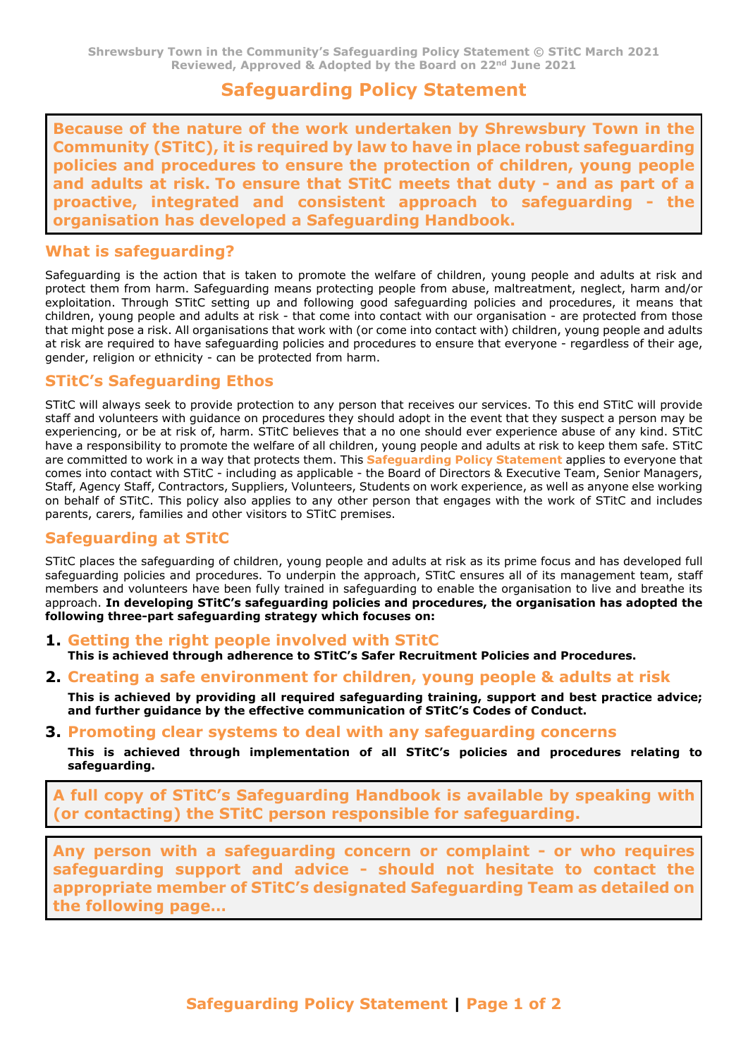Shrewsbury Town in the Community's Safeguarding Policy Statement © STitC March 2021
Reviewed, Approved & Adopted by the Board on 22nd June 2021

# Safeguarding Policy Statement

**Because of the nature of the work undertaken by Shrewsbury Town in the Community (STitC), it is required by law to have in place robust safeguarding policies and procedures to ensure the protection of children, young people and adults at risk. To ensure that STitC meets that duty - and as part of a proactive, integrated and consistent approach to safeguarding - the organisation has developed a Safeguarding Handbook.**

## What is safeguarding?

Safeguarding is the action that is taken to promote the welfare of children, young people and adults at risk and protect them from harm. Safeguarding means protecting people from abuse, maltreatment, neglect, harm and/or exploitation. Through STitC setting up and following good safeguarding policies and procedures, it means that children, young people and adults at risk - that come into contact with our organisation - are protected from those that might pose a risk. All organisations that work with (or come into contact with) children, young people and adults at risk are required to have safeguarding policies and procedures to ensure that everyone - regardless of their age, gender, religion or ethnicity - can be protected from harm.

## STitC's Safeguarding Ethos

STitC will always seek to provide protection to any person that receives our services. To this end STitC will provide staff and volunteers with guidance on procedures they should adopt in the event that they suspect a person may be experiencing, or be at risk of, harm. STitC believes that a no one should ever experience abuse of any kind. STitC have a responsibility to promote the welfare of all children, young people and adults at risk to keep them safe. STitC are committed to work in a way that protects them. This **Safeguarding Policy Statement** applies to everyone that comes into contact with STitC - including as applicable - the Board of Directors & Executive Team, Senior Managers, Staff, Agency Staff, Contractors, Suppliers, Volunteers, Students on work experience, as well as anyone else working on behalf of STitC. This policy also applies to any other person that engages with the work of STitC and includes parents, carers, families and other visitors to STitC premises.

## Safeguarding at STitC

STitC places the safeguarding of children, young people and adults at risk as its prime focus and has developed full safeguarding policies and procedures. To underpin the approach, STitC ensures all of its management team, staff members and volunteers have been fully trained in safeguarding to enable the organisation to live and breathe its approach. **In developing STitC's safeguarding policies and procedures, the organisation has adopted the following three-part safeguarding strategy which focuses on:**

1. **Getting the right people involved with STitC**
   **This is achieved through adherence to STitC's Safer Recruitment Policies and Procedures.**
2. **Creating a safe environment for children, young people & adults at risk**
   **This is achieved by providing all required safeguarding training, support and best practice advice; and further guidance by the effective communication of STitC's Codes of Conduct.**
3. **Promoting clear systems to deal with any safeguarding concerns**
   **This is achieved through implementation of all STitC's policies and procedures relating to safeguarding.**

**A full copy of STitC's Safeguarding Handbook is available by speaking with (or contacting) the STitC person responsible for safeguarding.**

**Any person with a safeguarding concern or complaint - or who requires safeguarding support and advice - should not hesitate to contact the appropriate member of STitC's designated Safeguarding Team as detailed on the following page…**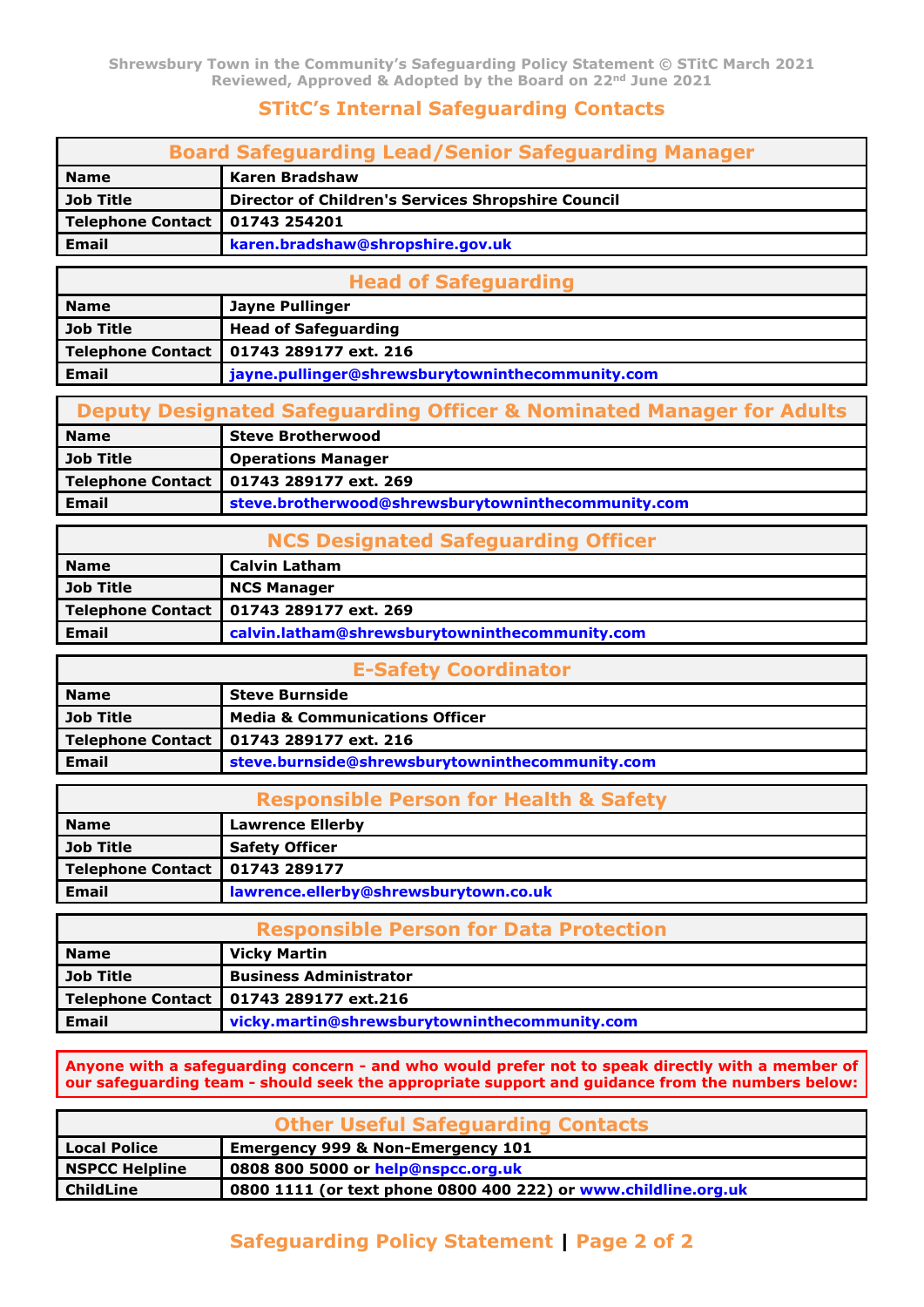## STitC's Internal Safeguarding Contacts

| Board Safeguarding Lead/Senior Safeguarding Manager | |
|---|---|
| **Name** | **Karen Bradshaw** |
| **Job Title** | **Director of Children's Services Shropshire Council** |
| **Telephone Contact** | **01743 254201** |
| **Email** | **karen.bradshaw@shropshire.gov.uk** |

| Head of Safeguarding | |
|---|---|
| **Name** | **Jayne Pullinger** |
| **Job Title** | **Head of Safeguarding** |
| **Telephone Contact** | **01743 289177 ext. 216** |
| **Email** | **jayne.pullinger@shrewsburytowninthecommunity.com** |

| Deputy Designated Safeguarding Officer & Nominated Manager for Adults | |
|---|---|
| **Name** | **Steve Brotherwood** |
| **Job Title** | **Operations Manager** |
| **Telephone Contact** | **01743 289177 ext. 269** |
| **Email** | **steve.brotherwood@shrewsburytowninthecommunity.com** |

| NCS Designated Safeguarding Officer | |
|---|---|
| **Name** | **Calvin Latham** |
| **Job Title** | **NCS Manager** |
| **Telephone Contact** | **01743 289177 ext. 269** |
| **Email** | **calvin.latham@shrewsburytowninthecommunity.com** |

| E-Safety Coordinator | |
|---|---|
| **Name** | **Steve Burnside** |
| **Job Title** | **Media & Communications Officer** |
| **Telephone Contact** | **01743 289177 ext. 216** |
| **Email** | **steve.burnside@shrewsburytowninthecommunity.com** |

| Responsible Person for Health & Safety | |
|---|---|
| **Name** | **Lawrence Ellerby** |
| **Job Title** | **Safety Officer** |
| **Telephone Contact** | **01743 289177** |
| **Email** | **lawrence.ellerby@shrewsburytown.co.uk** |

| Responsible Person for Data Protection | |
|---|---|
| **Name** | **Vicky Martin** |
| **Job Title** | **Business Administrator** |
| **Telephone Contact** | **01743 289177 ext.216** |
| **Email** | **vicky.martin@shrewsburytowninthecommunity.com** |

**Anyone with a safeguarding concern - and who would prefer not to speak directly with a member of our safeguarding team - should seek the appropriate support and guidance from the numbers below:**

| Other Useful Safeguarding Contacts | |
|---|---|
| **Local Police** | **Emergency 999 & Non-Emergency 101** |
| **NSPCC Helpline** | **0808 800 5000 or help@nspcc.org.uk** |
| **ChildLine** | **0800 1111 (or text phone 0800 400 222) or www.childline.org.uk** |